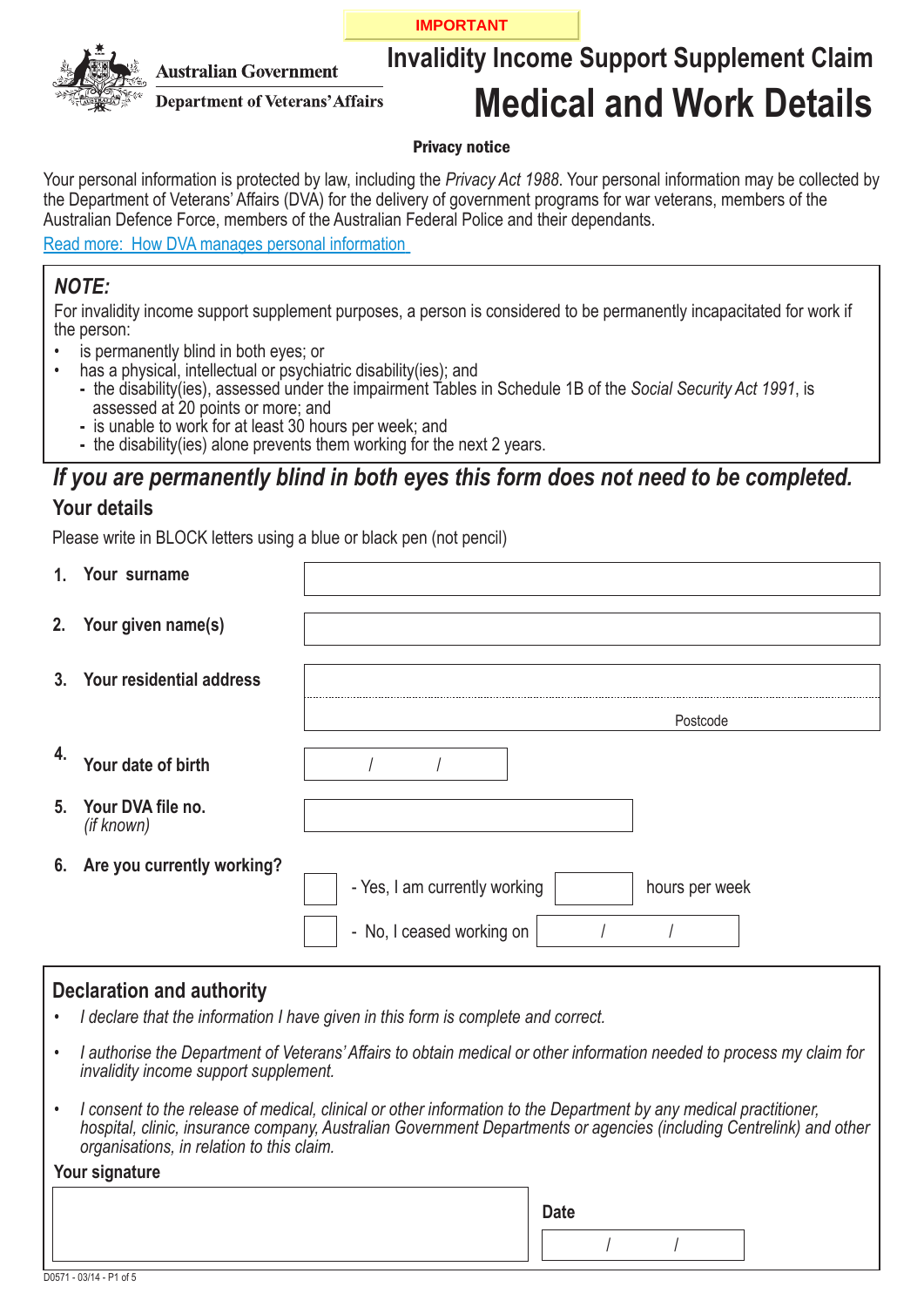IMPORTANT

Australian Government
Department of Veterans' Affairs

# Invalidity Income Support Supplement Claim
# Medical and Work Details

**Privacy notice**

Your personal information is protected by law, including the *Privacy Act 1988*. Your personal information may be collected by the Department of Veterans' Affairs (DVA) for the delivery of government programs for war veterans, members of the Australian Defence Force, members of the Australian Federal Police and their dependants.

Read more: How DVA manages personal information

***NOTE:***

For invalidity income support supplement purposes, a person is considered to be permanently incapacitated for work if the person:

- is permanently blind in both eyes; or
- has a physical, intellectual or psychiatric disability(ies); and
  - the disability(ies), assessed under the impairment Tables in Schedule 1B of the *Social Security Act 1991*, is assessed at 20 points or more; and
  - is unable to work for at least 30 hours per week; and
  - the disability(ies) alone prevents them working for the next 2 years.

***If you are permanently blind in both eyes this form does not need to be completed.***

## Your details

Please write in BLOCK letters using a blue or black pen (not pencil)

1. **Your surname** ____________________

2. **Your given name(s)** ____________________

3. **Your residential address** ____________________
   Postcode ________

4. **Your date of birth** ____ / ____ / ____

5. **Your DVA file no.** *(if known)* ____________________

6. **Are you currently working?**
   - [ ] - Yes, I am currently working ________ hours per week
   - [ ] - No, I ceased working on ____ / ____ / ____

## Declaration and authority

- *I declare that the information I have given in this form is complete and correct.*
- *I authorise the Department of Veterans' Affairs to obtain medical or other information needed to process my claim for invalidity income support supplement.*
- *I consent to the release of medical, clinical or other information to the Department by any medical practitioner, hospital, clinic, insurance company, Australian Government Departments or agencies (including Centrelink) and other organisations, in relation to this claim.*

**Your signature** ____________________

**Date** ____ / ____ / ____

D0571 - 03/14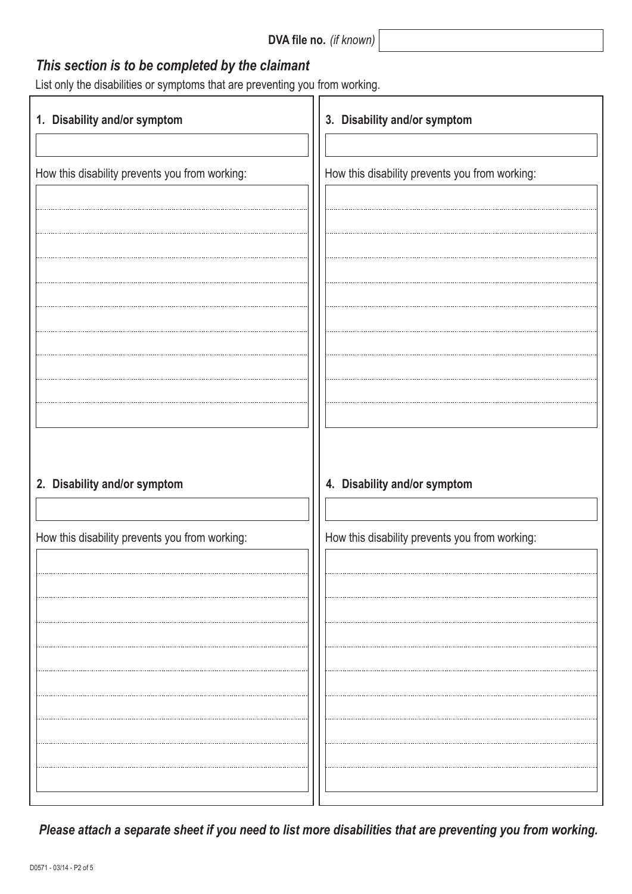**DVA file no.** *(if known)*

## *This section is to be completed by the claimant*

List only the disabilities or symptoms that are preventing you from working.

**1. Disability and/or symptom**

How this disability prevents you from working:

**2. Disability and/or symptom**

How this disability prevents you from working:

**3. Disability and/or symptom**

How this disability prevents you from working:

**4. Disability and/or symptom**

How this disability prevents you from working:

***Please attach a separate sheet if you need to list more disabilities that are preventing you from working.***

D0571 - 03/14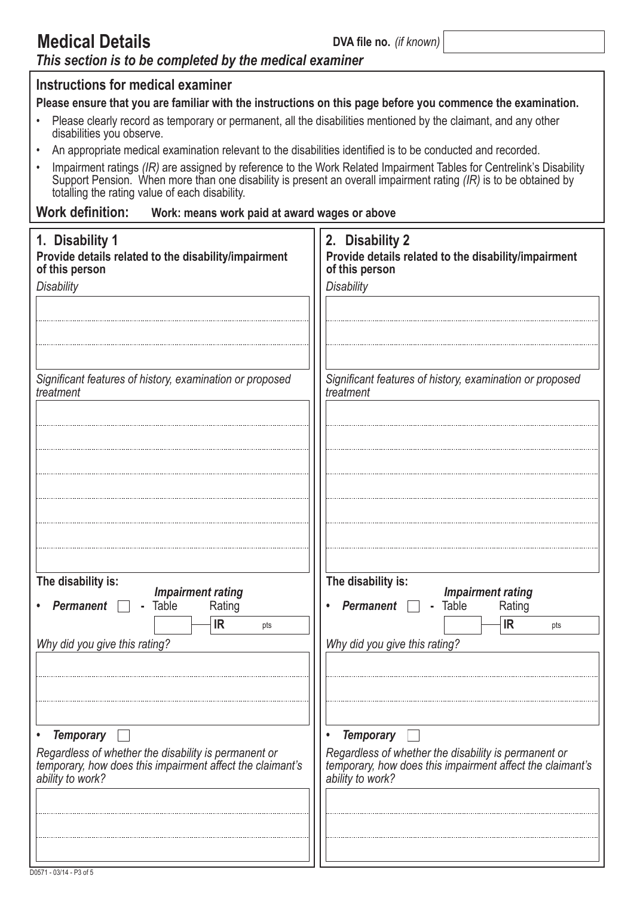# Medical Details

**DVA file no.** *(if known)*

***This section is to be completed by the medical examiner***

## Instructions for medical examiner

**Please ensure that you are familiar with the instructions on this page before you commence the examination.**

- Please clearly record as temporary or permanent, all the disabilities mentioned by the claimant, and any other disabilities you observe.
- An appropriate medical examination relevant to the disabilities identified is to be conducted and recorded.
- Impairment ratings *(IR)* are assigned by reference to the Work Related Impairment Tables for Centrelink's Disability Support Pension. When more than one disability is present an overall impairment rating *(IR)* is to be obtained by totalling the rating value of each disability.

**Work definition:** **Work: means work paid at award wages or above**

## 1. Disability 1

**Provide details related to the disability/impairment of this person**

*Disability*

*Significant features of history, examination or proposed treatment*

**The disability is:**

- ***Permanent*** ☐ - Table / ***Impairment rating*** Rating **IR** pts

*Why did you give this rating?*

- ***Temporary*** ☐

*Regardless of whether the disability is permanent or temporary, how does this impairment affect the claimant's ability to work?*

## 2. Disability 2

**Provide details related to the disability/impairment of this person**

*Disability*

*Significant features of history, examination or proposed treatment*

**The disability is:**

- ***Permanent*** ☐ - Table / ***Impairment rating*** Rating **IR** pts

*Why did you give this rating?*

- ***Temporary*** ☐

*Regardless of whether the disability is permanent or temporary, how does this impairment affect the claimant's ability to work?*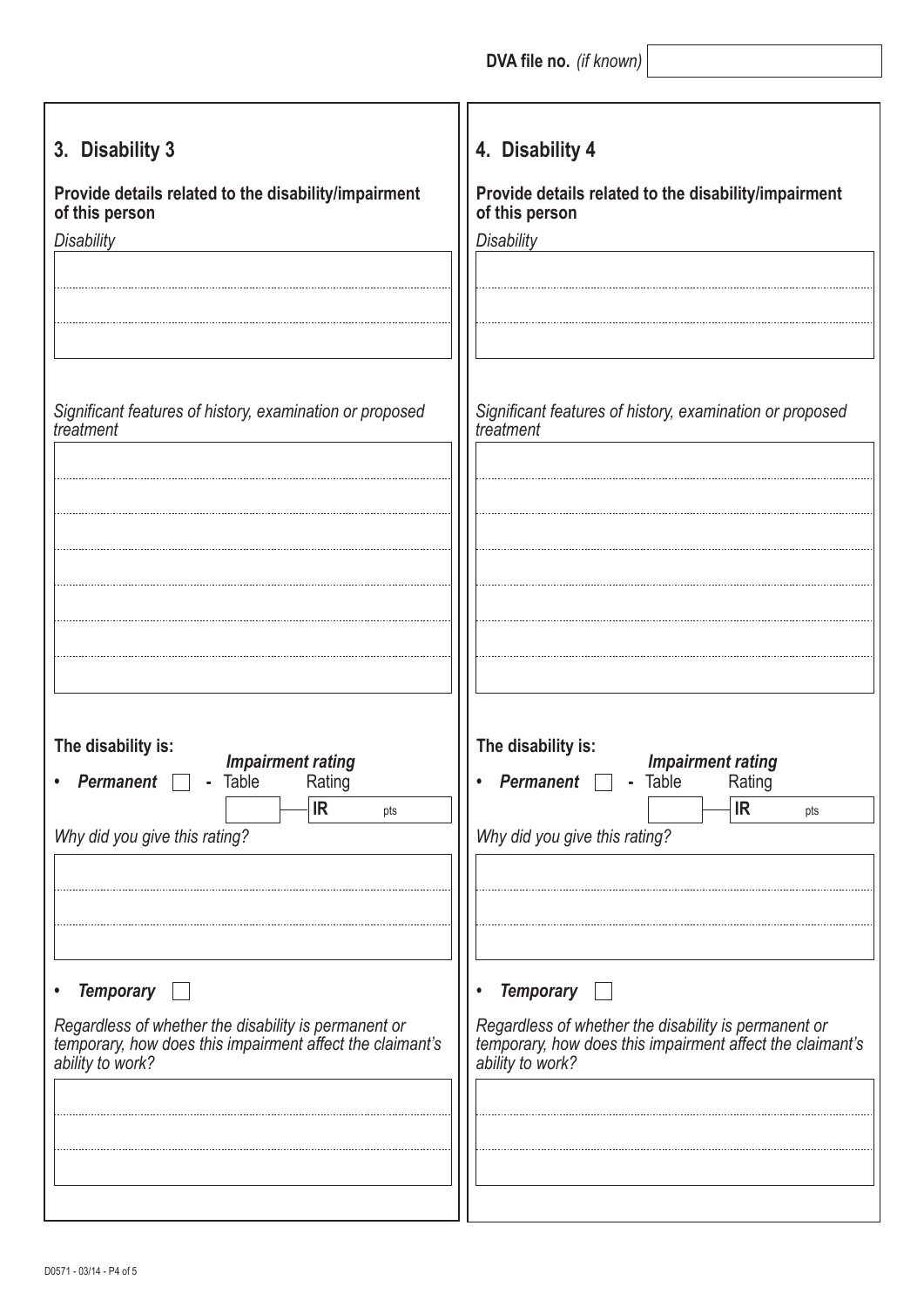**DVA file no.** *(if known)*

## 3. Disability 3

**Provide details related to the disability/impairment of this person**

*Disability*

*Significant features of history, examination or proposed treatment*

**The disability is:**

***Impairment rating***

- ***Permanent*** ☐ **-** Table Rating

| Table | Rating |
|---|---|
| | **IR** pts |

*Why did you give this rating?*

- ***Temporary*** ☐

*Regardless of whether the disability is permanent or temporary, how does this impairment affect the claimant's ability to work?*

## 4. Disability 4

**Provide details related to the disability/impairment of this person**

*Disability*

*Significant features of history, examination or proposed treatment*

**The disability is:**

***Impairment rating***

- ***Permanent*** ☐ **-** Table Rating

| Table | Rating |
|---|---|
| | **IR** pts |

*Why did you give this rating?*

- ***Temporary*** ☐

*Regardless of whether the disability is permanent or temporary, how does this impairment affect the claimant's ability to work?*

D0571 - 03/14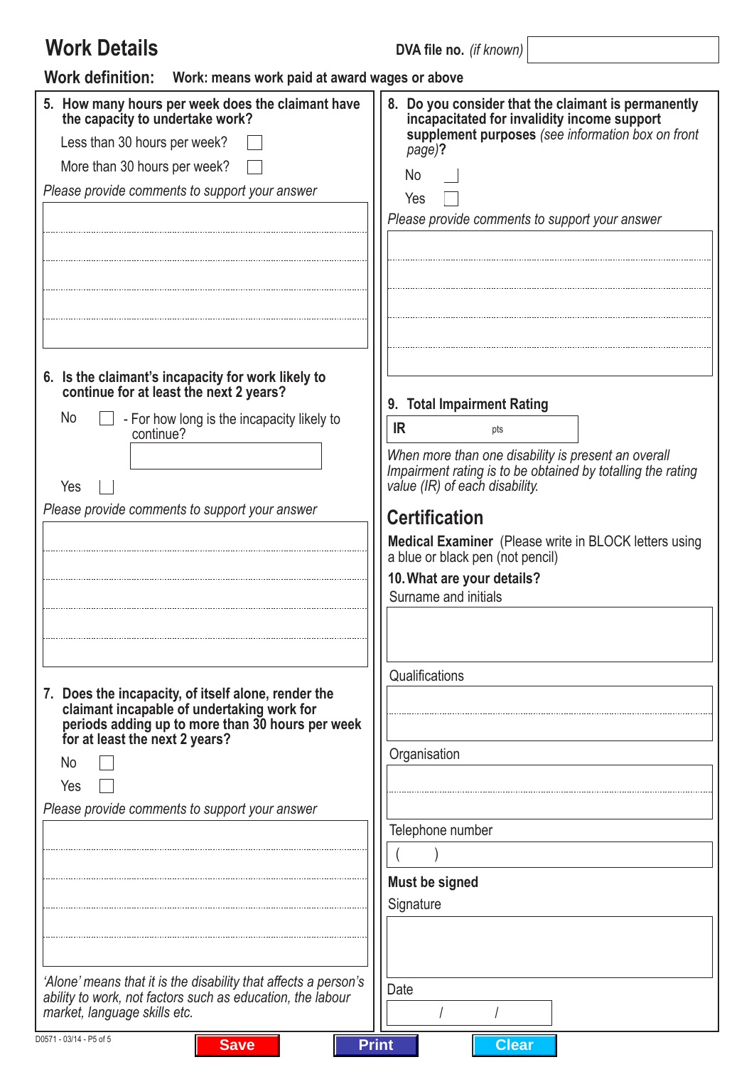# Work Details

**DVA file no.** *(if known)*

## Work definition: Work: means work paid at award wages or above

**5. How many hours per week does the claimant have the capacity to undertake work?**

Less than 30 hours per week? ☐

More than 30 hours per week? ☐

*Please provide comments to support your answer*

**6. Is the claimant's incapacity for work likely to continue for at least the next 2 years?**

No ☐ - For how long is the incapacity likely to continue?

Yes ☐

*Please provide comments to support your answer*

**7. Does the incapacity, of itself alone, render the claimant incapable of undertaking work for periods adding up to more than 30 hours per week for at least the next 2 years?**

No ☐

Yes ☐

*Please provide comments to support your answer*

*'Alone' means that it is the disability that affects a person's ability to work, not factors such as education, the labour market, language skills etc.*

**8. Do you consider that the claimant is permanently incapacitated for invalidity income support supplement purposes** *(see information box on front page)***?**

No ☐

Yes ☐

*Please provide comments to support your answer*

**9. Total Impairment Rating**

**IR** pts

*When more than one disability is present an overall Impairment rating is to be obtained by totalling the rating value (IR) of each disability.*

## Certification

**Medical Examiner** (Please write in BLOCK letters using a blue or black pen (not pencil)

**10. What are your details?**

Surname and initials

Qualifications

Organisation

Telephone number

( )

**Must be signed**

Signature

Date

/ /

D0571 - 03/14

Save Print Clear